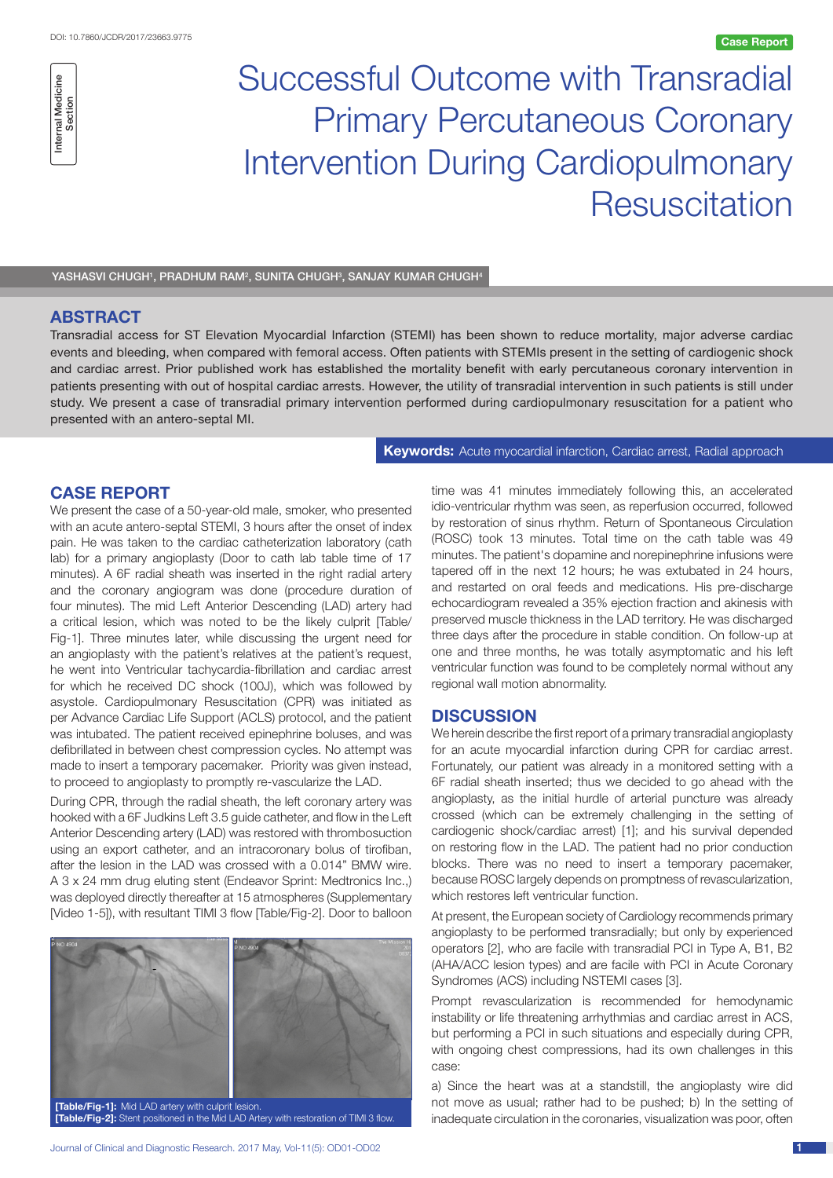DOI: 10.7860/JCDR/2017/23663.9775

Case Report

Internal Medicine Section

# Successful Outcome with Transradial Primary Percutaneous Coronary Intervention During Cardiopulmonary Resuscitation

YASHASVI CHUGH[1], PRADHUM RAM[2], SUNITA CHUGH[3], SANJAY KUMAR CHUGH[4]

## ABSTRACT

Transradial access for ST Elevation Myocardial Infarction (STEMI) has been shown to reduce mortality, major adverse cardiac events and bleeding, when compared with femoral access. Often patients with STEMIs present in the setting of cardiogenic shock and cardiac arrest. Prior published work has established the mortality benefit with early percutaneous coronary intervention in patients presenting with out of hospital cardiac arrests. However, the utility of transradial intervention in such patients is still under study. We present a case of transradial primary intervention performed during cardiopulmonary resuscitation for a patient who presented with an antero-septal MI.

**Keywords:** Acute myocardial infarction, Cardiac arrest, Radial approach

## CASE REPORT

We present the case of a 50-year-old male, smoker, who presented with an acute antero-septal STEMI, 3 hours after the onset of index pain. He was taken to the cardiac catheterization laboratory (cath lab) for a primary angioplasty (Door to cath lab table time of 17 minutes). A 6F radial sheath was inserted in the right radial artery and the coronary angiogram was done (procedure duration of four minutes). The mid Left Anterior Descending (LAD) artery had a critical lesion, which was noted to be the likely culprit [Table/Fig-1]. Three minutes later, while discussing the urgent need for an angioplasty with the patient's relatives at the patient's request, he went into Ventricular tachycardia-fibrillation and cardiac arrest for which he received DC shock (100J), which was followed by asystole. Cardiopulmonary Resuscitation (CPR) was initiated as per Advance Cardiac Life Support (ACLS) protocol, and the patient was intubated. The patient received epinephrine boluses, and was defibrillated in between chest compression cycles. No attempt was made to insert a temporary pacemaker. Priority was given instead, to proceed to angioplasty to promptly re-vascularize the LAD.

During CPR, through the radial sheath, the left coronary artery was hooked with a 6F Judkins Left 3.5 guide catheter, and flow in the Left Anterior Descending artery (LAD) was restored with thrombosuction using an export catheter, and an intracoronary bolus of tirofiban, after the lesion in the LAD was crossed with a 0.014" BMW wire. A 3 x 24 mm drug eluting stent (Endeavor Sprint: Medtronics Inc.,) was deployed directly thereafter at 15 atmospheres (Supplementary [Video 1-5]), with resultant TIMI 3 flow [Table/Fig-2]. Door to balloon time was 41 minutes immediately following this, an accelerated idio-ventricular rhythm was seen, as reperfusion occurred, followed by restoration of sinus rhythm. Return of Spontaneous Circulation (ROSC) took 13 minutes. Total time on the cath table was 49 minutes. The patient's dopamine and norepinephrine infusions were tapered off in the next 12 hours; he was extubated in 24 hours, and restarted on oral feeds and medications. His pre-discharge echocardiogram revealed a 35% ejection fraction and akinesis with preserved muscle thickness in the LAD territory. He was discharged three days after the procedure in stable condition. On follow-up at one and three months, he was totally asymptomatic and his left ventricular function was found to be completely normal without any regional wall motion abnormality.

**[Table/Fig-1]:** Mid LAD artery with culprit lesion.
**[Table/Fig-2]:** Stent positioned in the Mid LAD Artery with restoration of TIMI 3 flow.

## DISCUSSION

We herein describe the first report of a primary transradial angioplasty for an acute myocardial infarction during CPR for cardiac arrest. Fortunately, our patient was already in a monitored setting with a 6F radial sheath inserted; thus we decided to go ahead with the angioplasty, as the initial hurdle of arterial puncture was already crossed (which can be extremely challenging in the setting of cardiogenic shock/cardiac arrest) [1]; and his survival depended on restoring flow in the LAD. The patient had no prior conduction blocks. There was no need to insert a temporary pacemaker, because ROSC largely depends on promptness of revascularization, which restores left ventricular function.

At present, the European society of Cardiology recommends primary angioplasty to be performed transradially; but only by experienced operators [2], who are facile with transradial PCI in Type A, B1, B2 (AHA/ACC lesion types) and are facile with PCI in Acute Coronary Syndromes (ACS) including NSTEMI cases [3].

Prompt revascularization is recommended for hemodynamic instability or life threatening arrhythmias and cardiac arrest in ACS, but performing a PCI in such situations and especially during CPR, with ongoing chest compressions, had its own challenges in this case:

a) Since the heart was at a standstill, the angioplasty wire did not move as usual; rather had to be pushed; b) In the setting of inadequate circulation in the coronaries, visualization was poor, often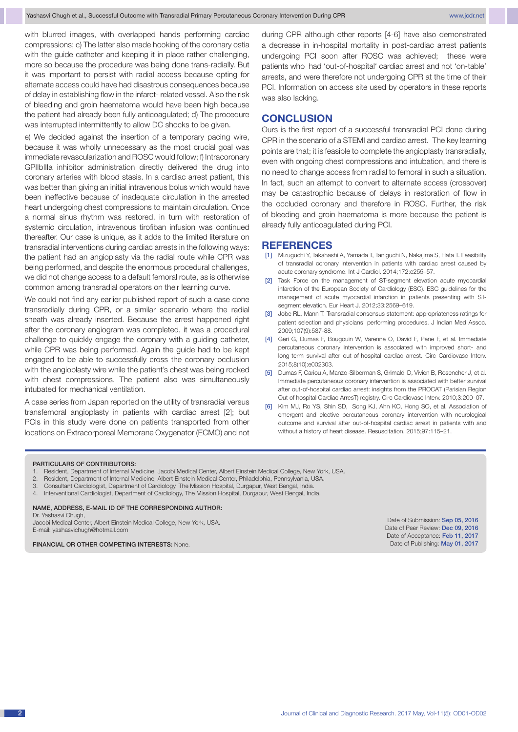with blurred images, with overlapped hands performing cardiac compressions; c) The latter also made hooking of the coronary ostia with the guide catheter and keeping it in place rather challenging, more so because the procedure was being done trans-radially. But it was important to persist with radial access because opting for alternate access could have had disastrous consequences because of delay in establishing flow in the infarct- related vessel. Also the risk of bleeding and groin haematoma would have been high because the patient had already been fully anticoagulated; d) The procedure was interrupted intermittently to allow DC shocks to be given.

e) We decided against the insertion of a temporary pacing wire, because it was wholly unnecessary as the most crucial goal was immediate revascularization and ROSC would follow; f) Intracoronary GPIIbIIIa inhibitor administration directly delivered the drug into coronary arteries with blood stasis. In a cardiac arrest patient, this was better than giving an initial intravenous bolus which would have been ineffective because of inadequate circulation in the arrested heart undergoing chest compressions to maintain circulation. Once a normal sinus rhythm was restored, in turn with restoration of systemic circulation, intravenous tirofiban infusion was continued thereafter. Our case is unique, as it adds to the limited literature on transradial interventions during cardiac arrests in the following ways: the patient had an angioplasty via the radial route while CPR was being performed, and despite the enormous procedural challenges, we did not change access to a default femoral route, as is otherwise common among transradial operators on their learning curve.

We could not find any earlier published report of such a case done transradially during CPR, or a similar scenario where the radial sheath was already inserted. Because the arrest happened right after the coronary angiogram was completed, it was a procedural challenge to quickly engage the coronary with a guiding catheter, while CPR was being performed. Again the guide had to be kept engaged to be able to successfully cross the coronary occlusion with the angioplasty wire while the patient's chest was being rocked with chest compressions. The patient also was simultaneously intubated for mechanical ventilation.

A case series from Japan reported on the utility of transradial versus transfemoral angioplasty in patients with cardiac arrest [2]; but PCIs in this study were done on patients transported from other locations on Extracorporeal Membrane Oxygenator (ECMO) and not during CPR although other reports [4-6] have also demonstrated a decrease in in-hospital mortality in post-cardiac arrest patients undergoing PCI soon after ROSC was achieved; these were patients who had 'out-of-hospital' cardiac arrest and not 'on-table' arrests, and were therefore not undergoing CPR at the time of their PCI. Information on access site used by operators in these reports was also lacking.

## CONCLUSION

Ours is the first report of a successful transradial PCI done during CPR in the scenario of a STEMI and cardiac arrest. The key learning points are that; it is feasible to complete the angioplasty transradially, even with ongoing chest compressions and intubation, and there is no need to change access from radial to femoral in such a situation. In fact, such an attempt to convert to alternate access (crossover) may be catastrophic because of delays in restoration of flow in the occluded coronary and therefore in ROSC. Further, the risk of bleeding and groin haematoma is more because the patient is already fully anticoagulated during PCI.

## REFERENCES

[1] Mizuguchi Y, Takahashi A, Yamada T, Taniguchi N, Nakajima S, Hata T. Feasibility of transradial coronary intervention in patients with cardiac arrest caused by acute coronary syndrome. Int J Cardiol. 2014;172:e255–57.

[2] Task Force on the management of ST-segment elevation acute myocardial infarction of the European Society of Cardiology (ESC). ESC guidelines for the management of acute myocardial infarction in patients presenting with ST-segment elevation. Eur Heart J. 2012;33:2569–619.

[3] Jobe RL, Mann T. Transradial consensus statement: appropriateness ratings for patient selection and physicians' performing procedures. J Indian Med Assoc. 2009;107(9):587-88.

[4] Geri G, Dumas F, Bougouin W, Varenne O, David F, Pene F, et al. Immediate percutaneous coronary intervention is associated with improved short- and long-term survival after out-of-hospital cardiac arrest. Circ Cardiovasc Interv. 2015;8(10):e002303.

[5] Dumas F, Cariou A, Manzo-Silberman S, Grimaldi D, Vivien B, Rosencher J, et al. Immediate percutaneous coronary intervention is associated with better survival after out-of-hospital cardiac arrest: insights from the PROCAT (Parisian Region Out of hospital Cardiac ArresT) registry. Circ Cardiovasc Interv. 2010;3:200–07.

[6] Kim MJ, Ro YS, Shin SD, Song KJ, Ahn KO, Hong SO, et al. Association of emergent and elective percutaneous coronary intervention with neurological outcome and survival after out-of-hospital cardiac arrest in patients with and without a history of heart disease. Resuscitation. 2015;97:115–21.

**PARTICULARS OF CONTRIBUTORS:**

1. Resident, Department of Internal Medicine, Jacobi Medical Center, Albert Einstein Medical College, New York, USA.
2. Resident, Department of Internal Medicine, Albert Einstein Medical Center, Philadelphia, Pennsylvania, USA.
3. Consultant Cardiologist, Department of Cardiology, The Mission Hospital, Durgapur, West Bengal, India.
4. Interventional Cardiologist, Department of Cardiology, The Mission Hospital, Durgapur, West Bengal, India.

**NAME, ADDRESS, E-MAIL ID OF THE CORRESPONDING AUTHOR:**

Dr. Yashasvi Chugh,
Jacobi Medical Center, Albert Einstein Medical College, New York, USA.
E-mail: yashasvichugh@hotmail.com

**FINANCIAL OR OTHER COMPETING INTERESTS:** None.

Date of Submission: Sep 05, 2016
Date of Peer Review: Dec 09, 2016
Date of Acceptance: Feb 11, 2017
Date of Publishing: May 01, 2017